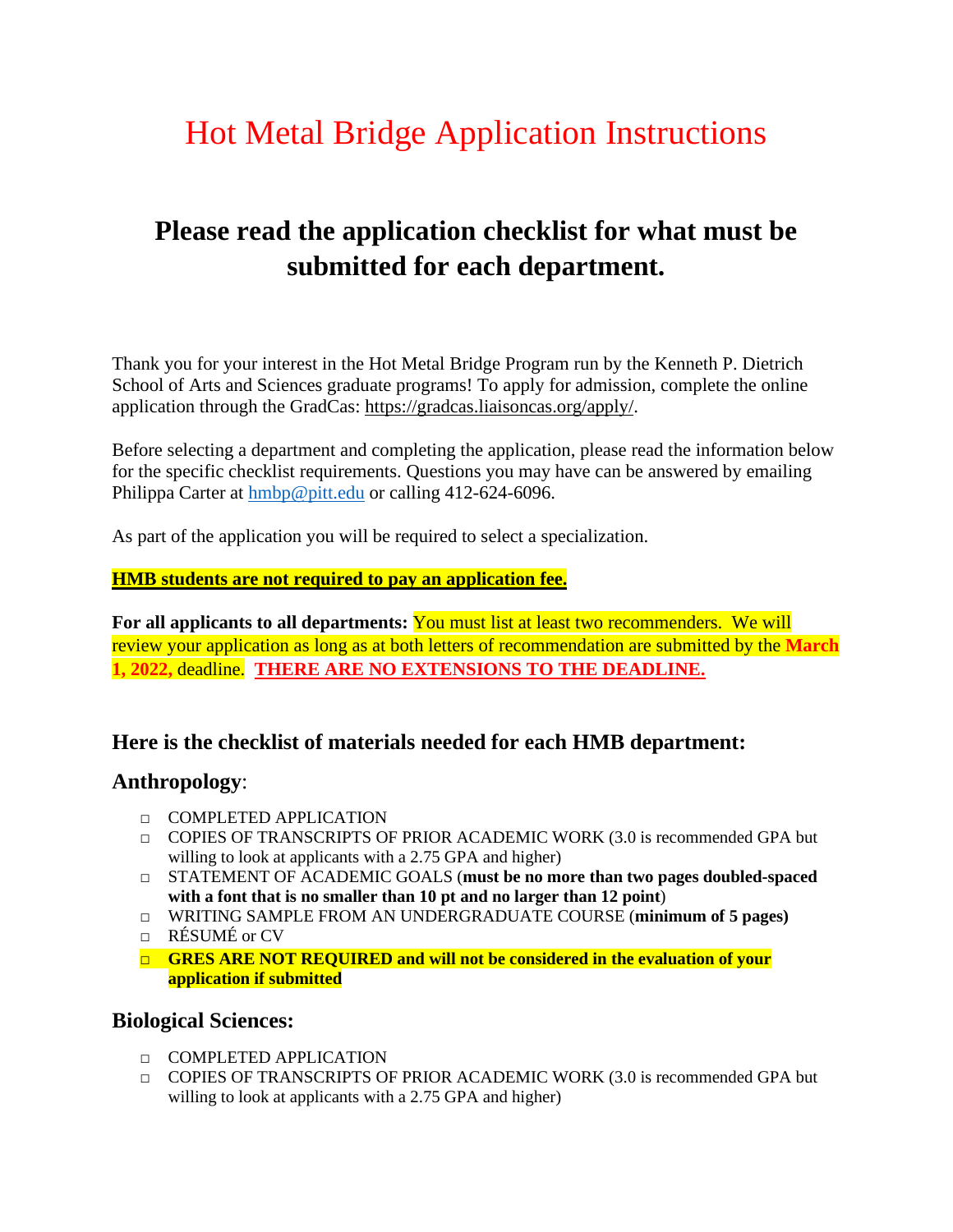# Hot Metal Bridge Application Instructions

## Please read the application checklist for what must be submitted for each department.

Thank you for your interest in the Hot Metal Bridge Program run by the Kenneth P. Dietrich School of Arts and Sciences graduate programs! To apply for admission, complete the online application through the GradCas: https://gradcas.liaisoncas.org/apply/.

Before selecting a department and completing the application, please read the information below for the specific checklist requirements. Questions you may have can be answered by emailing Philippa Carter at hmbp@pitt.edu or calling 412-624-6096.

As part of the application you will be required to select a specialization.

**HMB students are not required to pay an application fee.**

**For all applicants to all departments:** You must list at least two recommenders. We will review your application as long as at both letters of recommendation are submitted by the **March 1, 2022,** deadline. **THERE ARE NO EXTENSIONS TO THE DEADLINE.**

### Here is the checklist of materials needed for each HMB department:

### Anthropology:

- □ COMPLETED APPLICATION
- □ COPIES OF TRANSCRIPTS OF PRIOR ACADEMIC WORK (3.0 is recommended GPA but willing to look at applicants with a 2.75 GPA and higher)
- □ STATEMENT OF ACADEMIC GOALS (**must be no more than two pages doubled-spaced with a font that is no smaller than 10 pt and no larger than 12 point**)
- □ WRITING SAMPLE FROM AN UNDERGRADUATE COURSE (**minimum of 5 pages)**
- □ RÉSUMÉ or CV
- □ **GRES ARE NOT REQUIRED and will not be considered in the evaluation of your application if submitted**

### Biological Sciences:

- □ COMPLETED APPLICATION
- □ COPIES OF TRANSCRIPTS OF PRIOR ACADEMIC WORK (3.0 is recommended GPA but willing to look at applicants with a 2.75 GPA and higher)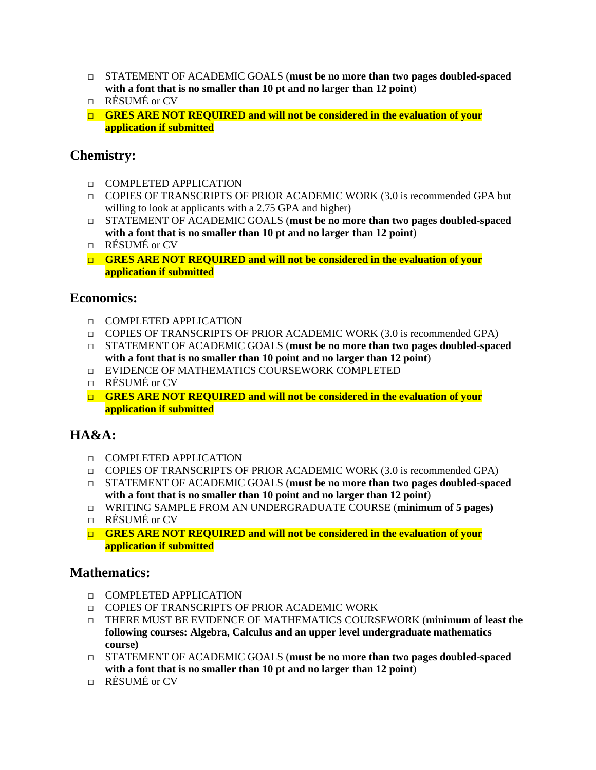- □ STATEMENT OF ACADEMIC GOALS (**must be no more than two pages doubled-spaced with a font that is no smaller than 10 pt and no larger than 12 point**)
- □ RÉSUMÉ or CV
- □ **GRES ARE NOT REQUIRED and will not be considered in the evaluation of your application if submitted**

## Chemistry:

- □ COMPLETED APPLICATION
- □ COPIES OF TRANSCRIPTS OF PRIOR ACADEMIC WORK (3.0 is recommended GPA but willing to look at applicants with a 2.75 GPA and higher)
- □ STATEMENT OF ACADEMIC GOALS (**must be no more than two pages doubled-spaced with a font that is no smaller than 10 pt and no larger than 12 point**)
- □ RÉSUMÉ or CV
- □ **GRES ARE NOT REQUIRED and will not be considered in the evaluation of your application if submitted**

## Economics:

- □ COMPLETED APPLICATION
- □ COPIES OF TRANSCRIPTS OF PRIOR ACADEMIC WORK (3.0 is recommended GPA)
- □ STATEMENT OF ACADEMIC GOALS (**must be no more than two pages doubled-spaced with a font that is no smaller than 10 point and no larger than 12 point**)
- □ EVIDENCE OF MATHEMATICS COURSEWORK COMPLETED
- □ RÉSUMÉ or CV
- □ **GRES ARE NOT REQUIRED and will not be considered in the evaluation of your application if submitted**

## HA&A:

- □ COMPLETED APPLICATION
- □ COPIES OF TRANSCRIPTS OF PRIOR ACADEMIC WORK (3.0 is recommended GPA)
- □ STATEMENT OF ACADEMIC GOALS (**must be no more than two pages doubled-spaced with a font that is no smaller than 10 point and no larger than 12 point**)
- □ WRITING SAMPLE FROM AN UNDERGRADUATE COURSE (**minimum of 5 pages)**
- □ RÉSUMÉ or CV
- □ **GRES ARE NOT REQUIRED and will not be considered in the evaluation of your application if submitted**

## Mathematics:

- □ COMPLETED APPLICATION
- □ COPIES OF TRANSCRIPTS OF PRIOR ACADEMIC WORK
- □ THERE MUST BE EVIDENCE OF MATHEMATICS COURSEWORK (**minimum of least the following courses: Algebra, Calculus and an upper level undergraduate mathematics course)**
- □ STATEMENT OF ACADEMIC GOALS (**must be no more than two pages doubled-spaced with a font that is no smaller than 10 pt and no larger than 12 point**)
- □ RÉSUMÉ or CV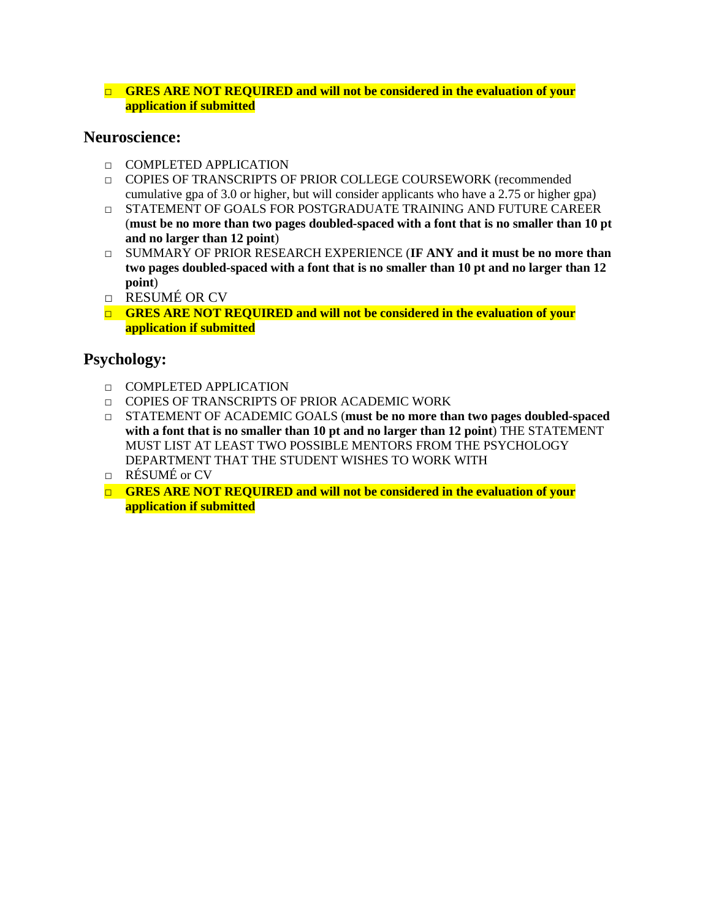- **GRES ARE NOT REQUIRED and will not be considered in the evaluation of your application if submitted**

## Neuroscience:

- COMPLETED APPLICATION
- COPIES OF TRANSCRIPTS OF PRIOR COLLEGE COURSEWORK (recommended cumulative gpa of 3.0 or higher, but will consider applicants who have a 2.75 or higher gpa)
- STATEMENT OF GOALS FOR POSTGRADUATE TRAINING AND FUTURE CAREER (**must be no more than two pages doubled-spaced with a font that is no smaller than 10 pt and no larger than 12 point**)
- SUMMARY OF PRIOR RESEARCH EXPERIENCE (**IF ANY and it must be no more than two pages doubled-spaced with a font that is no smaller than 10 pt and no larger than 12 point**)
- RESUMÉ OR CV
- **GRES ARE NOT REQUIRED and will not be considered in the evaluation of your application if submitted**

## Psychology:

- COMPLETED APPLICATION
- COPIES OF TRANSCRIPTS OF PRIOR ACADEMIC WORK
- STATEMENT OF ACADEMIC GOALS (**must be no more than two pages doubled-spaced with a font that is no smaller than 10 pt and no larger than 12 point**) THE STATEMENT MUST LIST AT LEAST TWO POSSIBLE MENTORS FROM THE PSYCHOLOGY DEPARTMENT THAT THE STUDENT WISHES TO WORK WITH
- RÉSUMÉ or CV
- **GRES ARE NOT REQUIRED and will not be considered in the evaluation of your application if submitted**